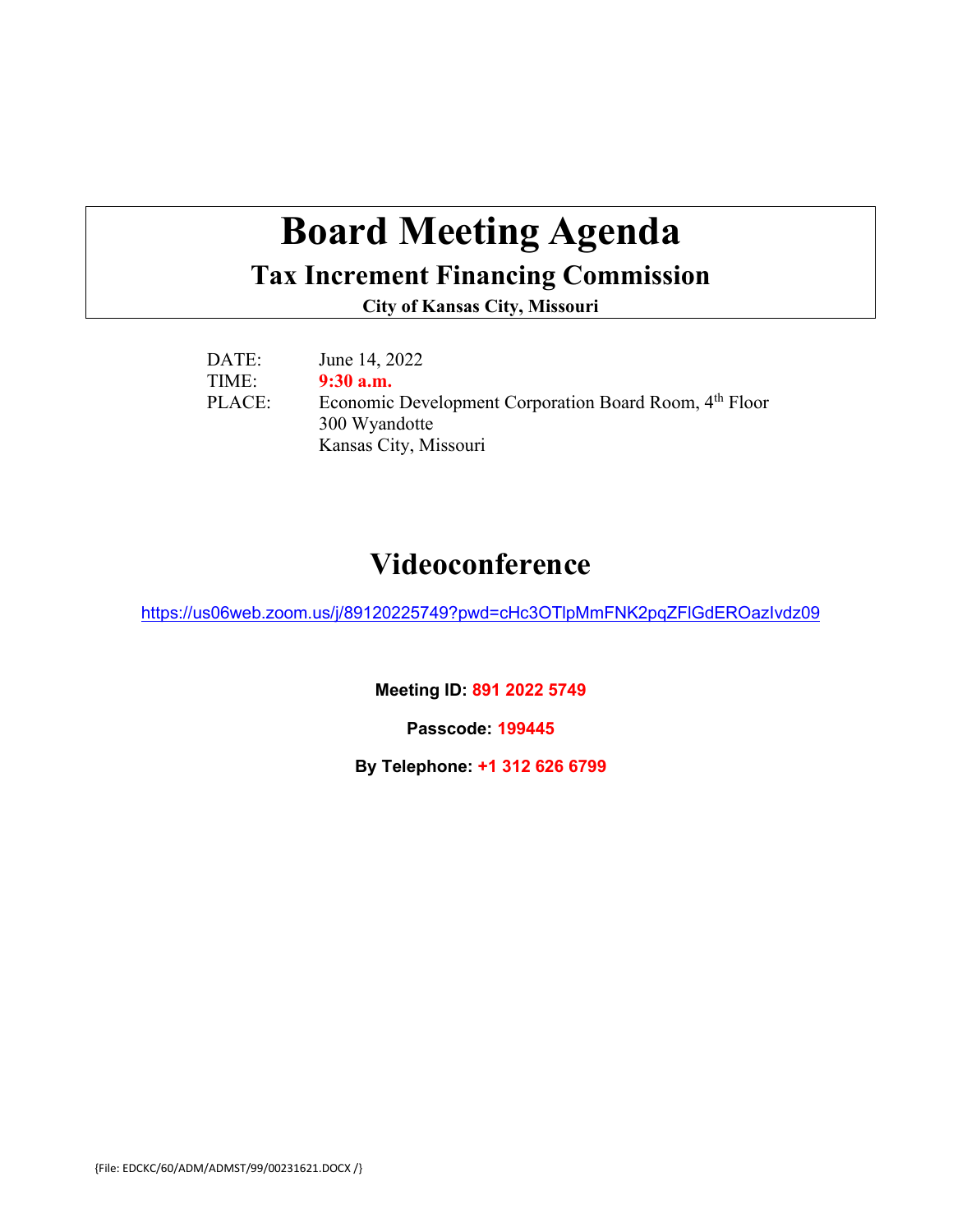# Board Meeting Agenda

## Tax Increment Financing Commission

**City of Kansas City, Missouri**

DATE: June 14, 2022
TIME: **9:30 a.m.**
PLACE: Economic Development Corporation Board Room, 4th Floor
300 Wyandotte
Kansas City, Missouri

## Videoconference

https://us06web.zoom.us/j/89120225749?pwd=cHc3OTlpMmFNK2pqZFlGdEROazIvdz09

**Meeting ID: 891 2022 5749**

**Passcode: 199445**

**By Telephone: +1 312 626 6799**

{File: EDCKC/60/ADM/ADMST/99/00231621.DOCX /}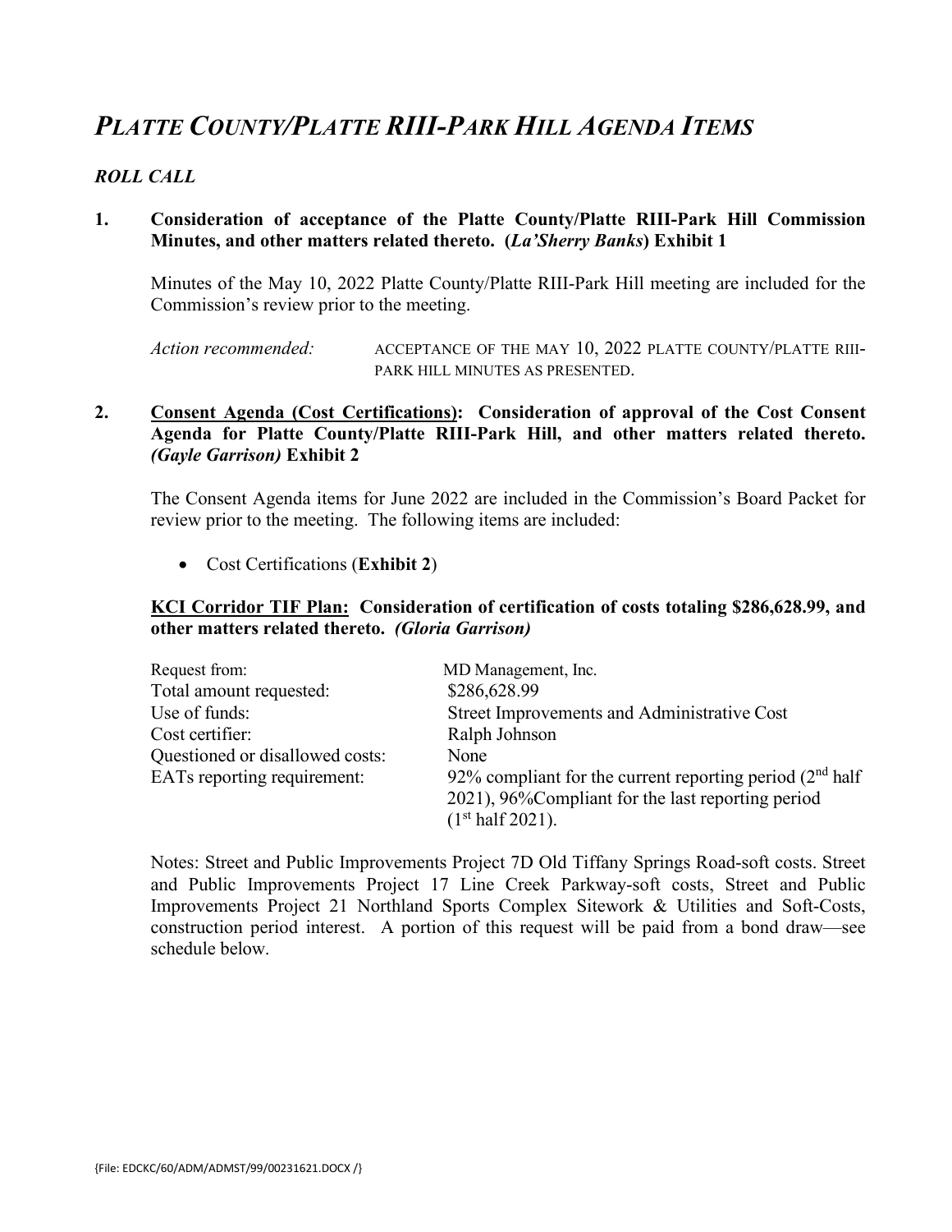# *PLATTE COUNTY/PLATTE RIII-PARK HILL AGENDA ITEMS*

## *ROLL CALL*

**1. Consideration of acceptance of the Platte County/Platte RIII-Park Hill Commission Minutes, and other matters related thereto. (*La'Sherry Banks*) Exhibit 1**

Minutes of the May 10, 2022 Platte County/Platte RIII-Park Hill meeting are included for the Commission's review prior to the meeting.

*Action recommended:* ACCEPTANCE OF THE MAY 10, 2022 PLATTE COUNTY/PLATTE RIII-PARK HILL MINUTES AS PRESENTED.

**2. <u>Consent Agenda (Cost Certifications)</u>: Consideration of approval of the Cost Consent Agenda for Platte County/Platte RIII-Park Hill, and other matters related thereto. *(Gayle Garrison)* Exhibit 2**

The Consent Agenda items for June 2022 are included in the Commission's Board Packet for review prior to the meeting. The following items are included:

- Cost Certifications (**Exhibit 2**)

**<u>KCI Corridor TIF Plan:</u> Consideration of certification of costs totaling $286,628.99, and other matters related thereto. *(Gloria Garrison)***

| | |
|---|---|
| Request from: | MD Management, Inc. |
| Total amount requested: | $286,628.99 |
| Use of funds: | Street Improvements and Administrative Cost |
| Cost certifier: | Ralph Johnson |
| Questioned or disallowed costs: | None |
| EATs reporting requirement: | 92% compliant for the current reporting period (2nd half 2021), 96%Compliant for the last reporting period (1st half 2021). |

Notes: Street and Public Improvements Project 7D Old Tiffany Springs Road-soft costs. Street and Public Improvements Project 17 Line Creek Parkway-soft costs, Street and Public Improvements Project 21 Northland Sports Complex Sitework & Utilities and Soft-Costs, construction period interest. A portion of this request will be paid from a bond draw—see schedule below.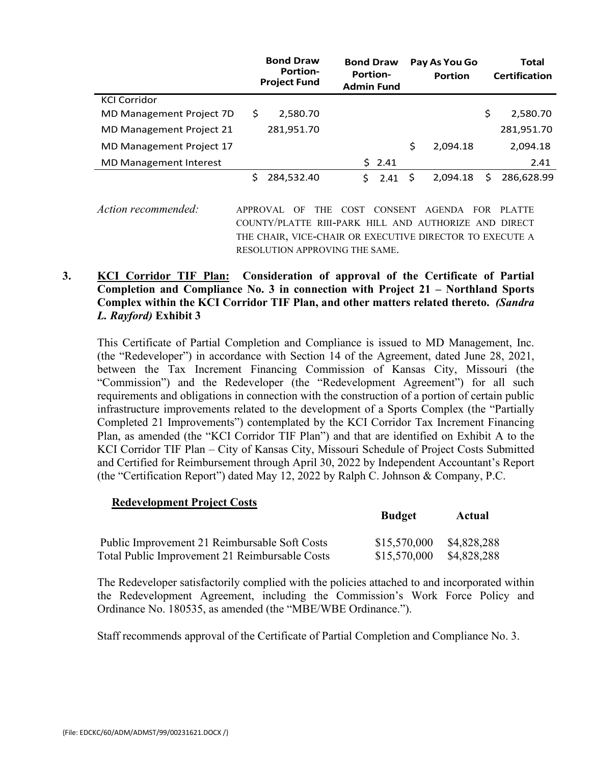| | Bond Draw Portion-Project Fund | Bond Draw Portion-Admin Fund | Pay As You Go Portion | Total Certification |
|---|---|---|---|---|
| KCI Corridor | | | | |
| MD Management Project 7D | $ 2,580.70 | | | $ 2,580.70 |
| MD Management Project 21 | 281,951.70 | | | 281,951.70 |
| MD Management Project 17 | | | $ 2,094.18 | 2,094.18 |
| MD Management Interest | | $ 2.41 | | 2.41 |
| | $ 284,532.40 | $ 2.41 | $ 2,094.18 | $ 286,628.99 |

*Action recommended:* APPROVAL OF THE COST CONSENT AGENDA FOR PLATTE COUNTY/PLATTE RIII-PARK HILL AND AUTHORIZE AND DIRECT THE CHAIR, VICE-CHAIR OR EXECUTIVE DIRECTOR TO EXECUTE A RESOLUTION APPROVING THE SAME.

**3. <u>KCI Corridor TIF Plan:</u> Consideration of approval of the Certificate of Partial Completion and Compliance No. 3 in connection with Project 21 – Northland Sports Complex within the KCI Corridor TIF Plan, and other matters related thereto.** ***(Sandra L. Rayford)*** **Exhibit 3**

This Certificate of Partial Completion and Compliance is issued to MD Management, Inc. (the "Redeveloper") in accordance with Section 14 of the Agreement, dated June 28, 2021, between the Tax Increment Financing Commission of Kansas City, Missouri (the "Commission") and the Redeveloper (the "Redevelopment Agreement") for all such requirements and obligations in connection with the construction of a portion of certain public infrastructure improvements related to the development of a Sports Complex (the "Partially Completed 21 Improvements") contemplated by the KCI Corridor Tax Increment Financing Plan, as amended (the "KCI Corridor TIF Plan") and that are identified on Exhibit A to the KCI Corridor TIF Plan – City of Kansas City, Missouri Schedule of Project Costs Submitted and Certified for Reimbursement through April 30, 2022 by Independent Accountant's Report (the "Certification Report") dated May 12, 2022 by Ralph C. Johnson & Company, P.C.

| **<u>Redevelopment Project Costs</u>** | **Budget** | **Actual** |
|---|---|---|
| Public Improvement 21 Reimbursable Soft Costs | $15,570,000 | $4,828,288 |
| Total Public Improvement 21 Reimbursable Costs | $15,570,000 | $4,828,288 |

The Redeveloper satisfactorily complied with the policies attached to and incorporated within the Redevelopment Agreement, including the Commission's Work Force Policy and Ordinance No. 180535, as amended (the "MBE/WBE Ordinance.").

Staff recommends approval of the Certificate of Partial Completion and Compliance No. 3.

{File: EDCKC/60/ADM/ADMST/99/00231621.DOCX /}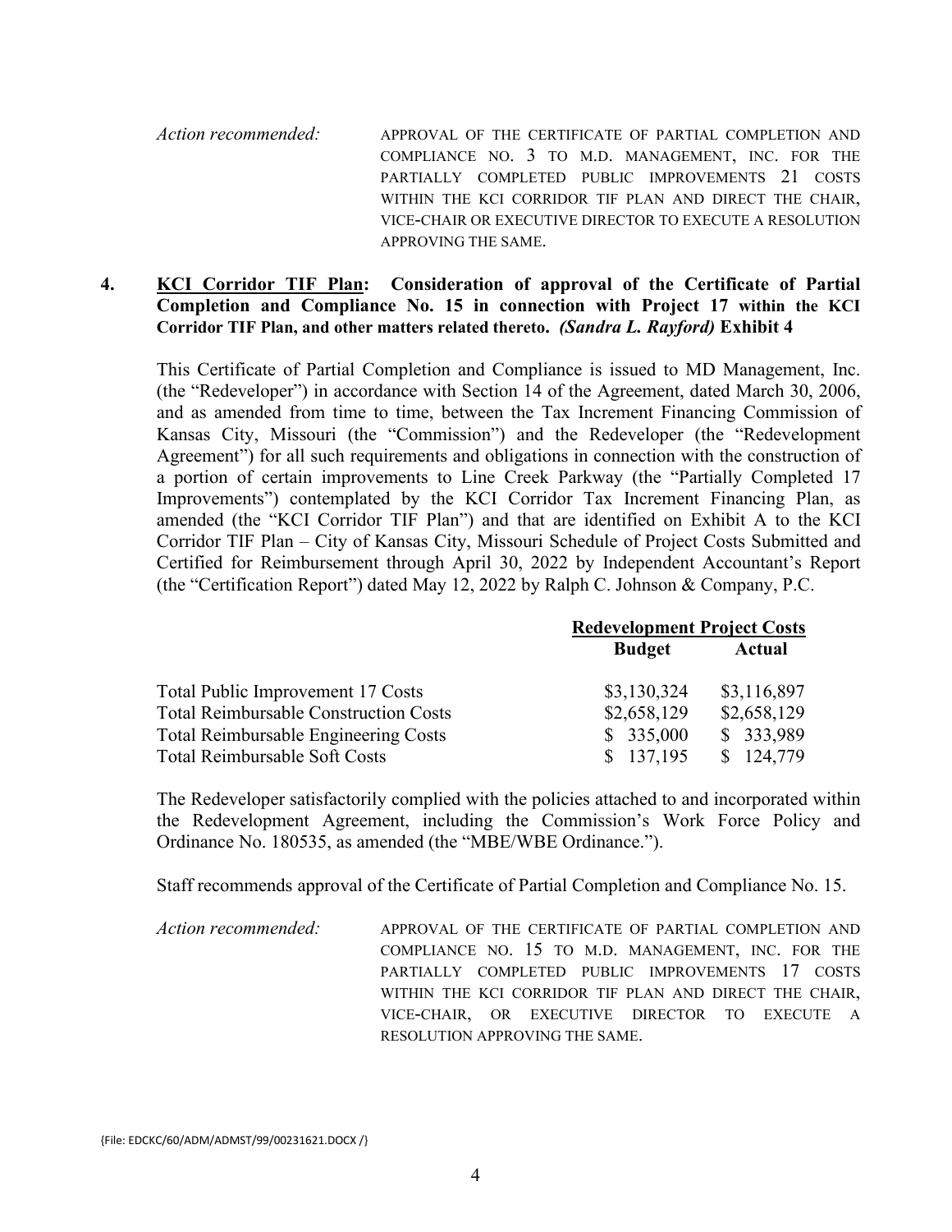*Action recommended:* APPROVAL OF THE CERTIFICATE OF PARTIAL COMPLETION AND COMPLIANCE NO. 3 TO M.D. MANAGEMENT, INC. FOR THE PARTIALLY COMPLETED PUBLIC IMPROVEMENTS 21 COSTS WITHIN THE KCI CORRIDOR TIF PLAN AND DIRECT THE CHAIR, VICE-CHAIR OR EXECUTIVE DIRECTOR TO EXECUTE A RESOLUTION APPROVING THE SAME.

**4. <u>KCI Corridor TIF Plan</u>: Consideration of approval of the Certificate of Partial Completion and Compliance No. 15 in connection with Project 17 within the KCI Corridor TIF Plan, and other matters related thereto.** ***(Sandra L. Rayford)*** **Exhibit 4**

This Certificate of Partial Completion and Compliance is issued to MD Management, Inc. (the "Redeveloper") in accordance with Section 14 of the Agreement, dated March 30, 2006, and as amended from time to time, between the Tax Increment Financing Commission of Kansas City, Missouri (the "Commission") and the Redeveloper (the "Redevelopment Agreement") for all such requirements and obligations in connection with the construction of a portion of certain improvements to Line Creek Parkway (the "Partially Completed 17 Improvements") contemplated by the KCI Corridor Tax Increment Financing Plan, as amended (the "KCI Corridor TIF Plan") and that are identified on Exhibit A to the KCI Corridor TIF Plan – City of Kansas City, Missouri Schedule of Project Costs Submitted and Certified for Reimbursement through April 30, 2022 by Independent Accountant's Report (the "Certification Report") dated May 12, 2022 by Ralph C. Johnson & Company, P.C.

| | **Redevelopment Project Costs** | |
|---|---|---|
| | **Budget** | **Actual** |
| Total Public Improvement 17 Costs | $3,130,324 | $3,116,897 |
| Total Reimbursable Construction Costs | $2,658,129 | $2,658,129 |
| Total Reimbursable Engineering Costs | $ 335,000 | $ 333,989 |
| Total Reimbursable Soft Costs | $ 137,195 | $ 124,779 |

The Redeveloper satisfactorily complied with the policies attached to and incorporated within the Redevelopment Agreement, including the Commission's Work Force Policy and Ordinance No. 180535, as amended (the "MBE/WBE Ordinance.").

Staff recommends approval of the Certificate of Partial Completion and Compliance No. 15.

*Action recommended:* APPROVAL OF THE CERTIFICATE OF PARTIAL COMPLETION AND COMPLIANCE NO. 15 TO M.D. MANAGEMENT, INC. FOR THE PARTIALLY COMPLETED PUBLIC IMPROVEMENTS 17 COSTS WITHIN THE KCI CORRIDOR TIF PLAN AND DIRECT THE CHAIR, VICE-CHAIR, OR EXECUTIVE DIRECTOR TO EXECUTE A RESOLUTION APPROVING THE SAME.

{File: EDCKC/60/ADM/ADMST/99/00231621.DOCX /}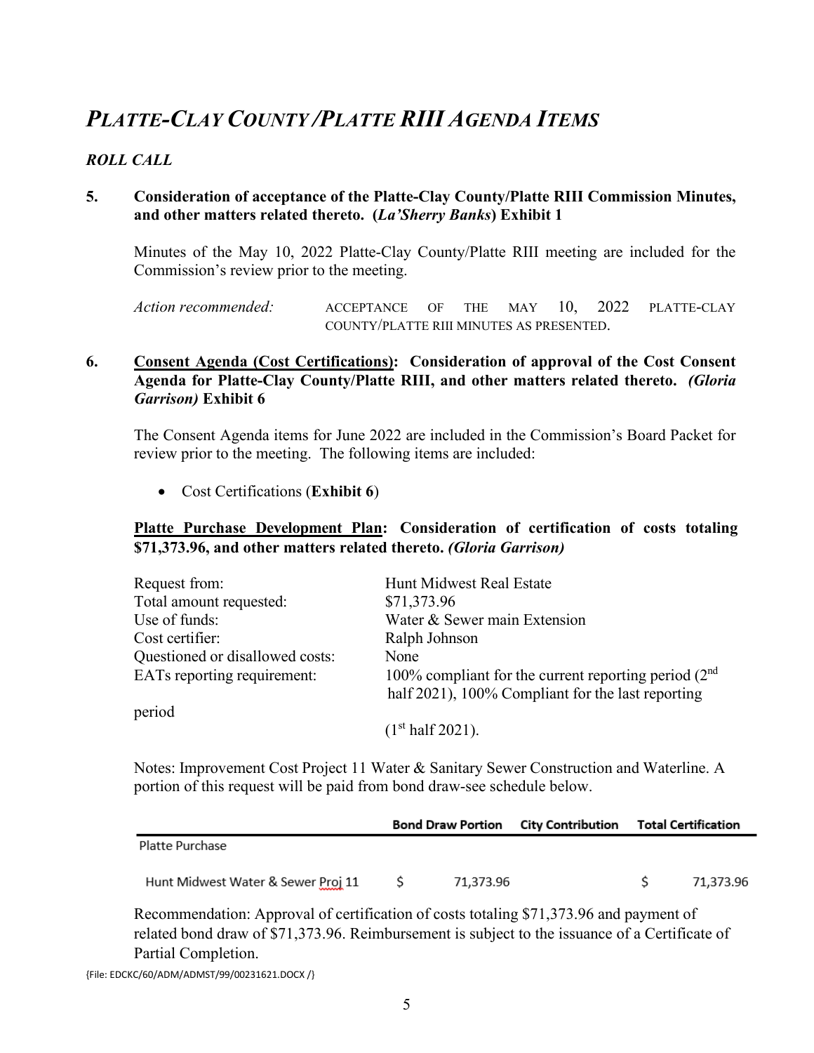# *PLATTE-CLAY COUNTY /PLATTE RIII AGENDA ITEMS*

## *ROLL CALL*

**5. Consideration of acceptance of the Platte-Clay County/Platte RIII Commission Minutes, and other matters related thereto. (*La'Sherry Banks*) Exhibit 1**

Minutes of the May 10, 2022 Platte-Clay County/Platte RIII meeting are included for the Commission's review prior to the meeting.

*Action recommended:* ACCEPTANCE OF THE MAY 10, 2022 PLATTE-CLAY COUNTY/PLATTE RIII MINUTES AS PRESENTED.

**6. <u>Consent Agenda (Cost Certifications)</u>: Consideration of approval of the Cost Consent Agenda for Platte-Clay County/Platte RIII, and other matters related thereto. *(Gloria Garrison)* Exhibit 6**

The Consent Agenda items for June 2022 are included in the Commission's Board Packet for review prior to the meeting. The following items are included:

- Cost Certifications (**Exhibit 6**)

**<u>Platte Purchase Development Plan</u>: Consideration of certification of costs totaling $71,373.96, and other matters related thereto. *(Gloria Garrison)***

| | |
|---|---|
| Request from: | Hunt Midwest Real Estate |
| Total amount requested: | $71,373.96 |
| Use of funds: | Water & Sewer main Extension |
| Cost certifier: | Ralph Johnson |
| Questioned or disallowed costs: | None |
| EATs reporting requirement: | 100% compliant for the current reporting period (2nd half 2021), 100% Compliant for the last reporting period (1st half 2021). |

Notes: Improvement Cost Project 11 Water & Sanitary Sewer Construction and Waterline. A portion of this request will be paid from bond draw-see schedule below.

| | Bond Draw Portion | City Contribution | Total Certification |
|---|---|---|---|
| Platte Purchase | | | |
| Hunt Midwest Water & Sewer Proj 11 | $ 71,373.96 | | $ 71,373.96 |

Recommendation: Approval of certification of costs totaling $71,373.96 and payment of related bond draw of $71,373.96. Reimbursement is subject to the issuance of a Certificate of Partial Completion.

{File: EDCKC/60/ADM/ADMST/99/00231621.DOCX /}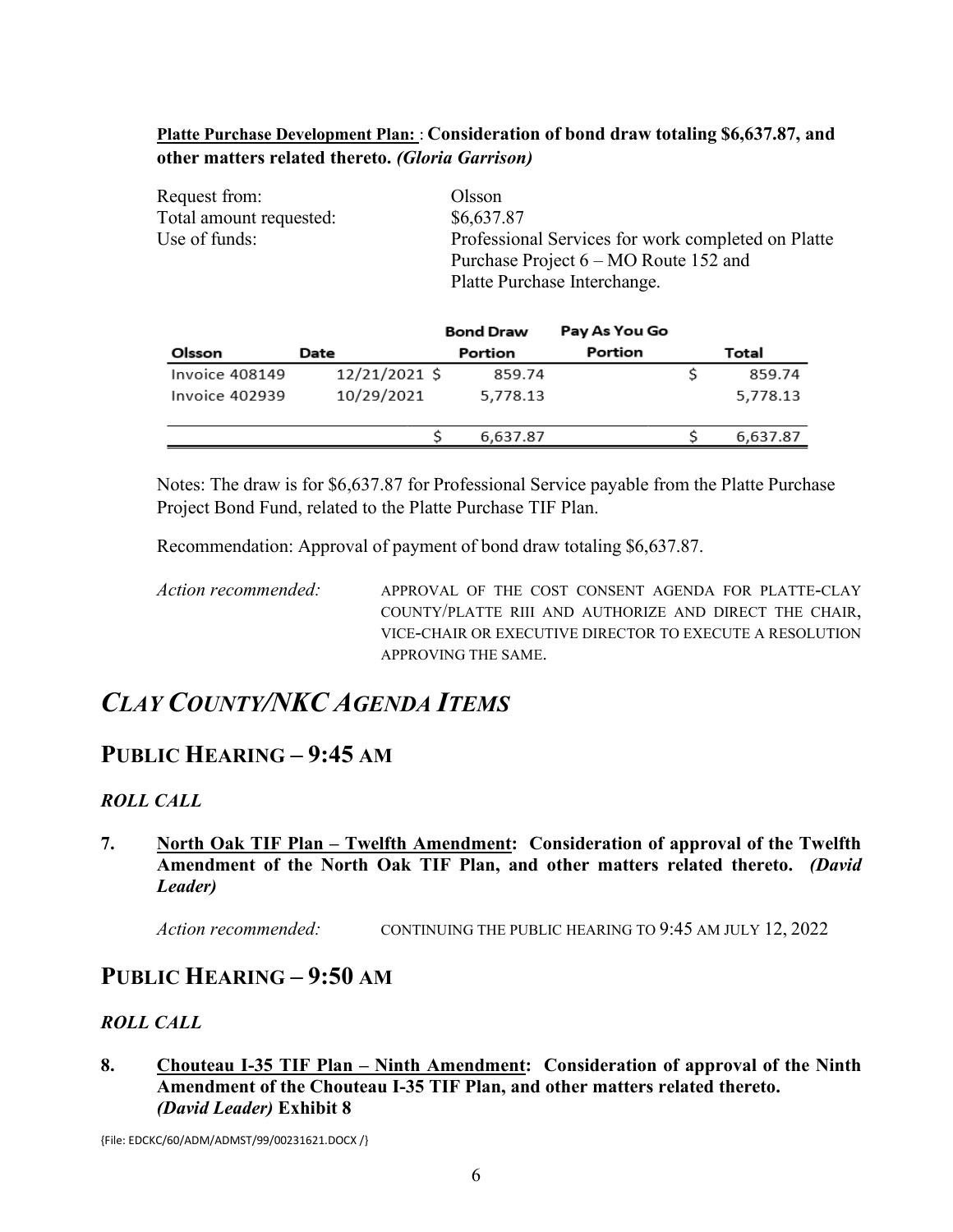**Platte Purchase Development Plan:** : **Consideration of bond draw totaling $6,637.87, and other matters related thereto.** ***(Gloria Garrison)***

| | |
|---|---|
| Request from: | Olsson |
| Total amount requested: | $6,637.87 |
| Use of funds: | Professional Services for work completed on Platte Purchase Project 6 – MO Route 152 and Platte Purchase Interchange. |

| Olsson | Date | Bond Draw Portion | Pay As You Go Portion | Total |
|---|---|---|---|---|
| Invoice 408149 | 12/21/2021 | $ 859.74 | | $ 859.74 |
| Invoice 402939 | 10/29/2021 | 5,778.13 | | 5,778.13 |
| | | $ 6,637.87 | | $ 6,637.87 |

Notes: The draw is for $6,637.87 for Professional Service payable from the Platte Purchase Project Bond Fund, related to the Platte Purchase TIF Plan.

Recommendation: Approval of payment of bond draw totaling $6,637.87.

*Action recommended:* APPROVAL OF THE COST CONSENT AGENDA FOR PLATTE-CLAY COUNTY/PLATTE RIII AND AUTHORIZE AND DIRECT THE CHAIR, VICE-CHAIR OR EXECUTIVE DIRECTOR TO EXECUTE A RESOLUTION APPROVING THE SAME.

# *CLAY COUNTY/NKC AGENDA ITEMS*

## PUBLIC HEARING – 9:45 AM

### *ROLL CALL*

**7. North Oak TIF Plan – Twelfth Amendment: Consideration of approval of the Twelfth Amendment of the North Oak TIF Plan, and other matters related thereto.** ***(David Leader)***

*Action recommended:* CONTINUING THE PUBLIC HEARING TO 9:45 AM JULY 12, 2022

## PUBLIC HEARING – 9:50 AM

### *ROLL CALL*

**8. Chouteau I-35 TIF Plan – Ninth Amendment: Consideration of approval of the Ninth Amendment of the Chouteau I-35 TIF Plan, and other matters related thereto.** ***(David Leader)*** **Exhibit 8**

{File: EDCKC/60/ADM/ADMST/99/00231621.DOCX /}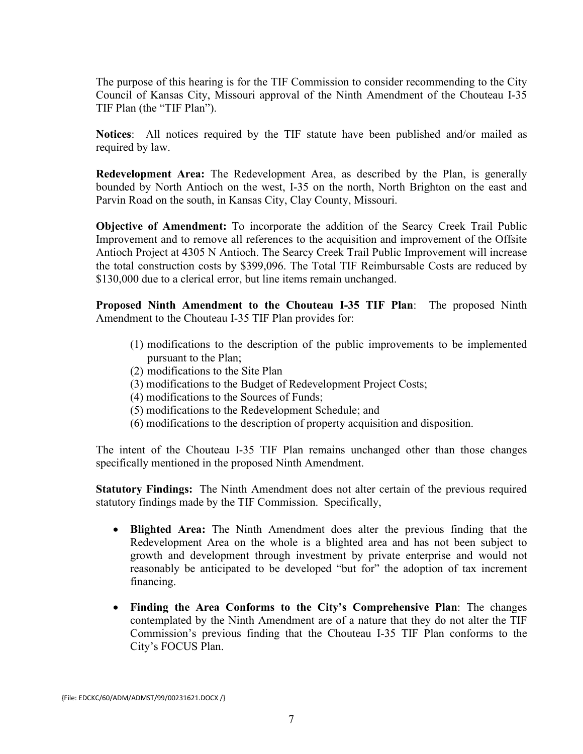The purpose of this hearing is for the TIF Commission to consider recommending to the City Council of Kansas City, Missouri approval of the Ninth Amendment of the Chouteau I-35 TIF Plan (the "TIF Plan").

**Notices**: All notices required by the TIF statute have been published and/or mailed as required by law.

**Redevelopment Area:** The Redevelopment Area, as described by the Plan, is generally bounded by North Antioch on the west, I-35 on the north, North Brighton on the east and Parvin Road on the south, in Kansas City, Clay County, Missouri.

**Objective of Amendment:** To incorporate the addition of the Searcy Creek Trail Public Improvement and to remove all references to the acquisition and improvement of the Offsite Antioch Project at 4305 N Antioch. The Searcy Creek Trail Public Improvement will increase the total construction costs by $399,096. The Total TIF Reimbursable Costs are reduced by $130,000 due to a clerical error, but line items remain unchanged.

**Proposed Ninth Amendment to the Chouteau I-35 TIF Plan**: The proposed Ninth Amendment to the Chouteau I-35 TIF Plan provides for:

(1) modifications to the description of the public improvements to be implemented pursuant to the Plan;
(2) modifications to the Site Plan
(3) modifications to the Budget of Redevelopment Project Costs;
(4) modifications to the Sources of Funds;
(5) modifications to the Redevelopment Schedule; and
(6) modifications to the description of property acquisition and disposition.

The intent of the Chouteau I-35 TIF Plan remains unchanged other than those changes specifically mentioned in the proposed Ninth Amendment.

**Statutory Findings:** The Ninth Amendment does not alter certain of the previous required statutory findings made by the TIF Commission. Specifically,

- **Blighted Area:** The Ninth Amendment does alter the previous finding that the Redevelopment Area on the whole is a blighted area and has not been subject to growth and development through investment by private enterprise and would not reasonably be anticipated to be developed "but for" the adoption of tax increment financing.
- **Finding the Area Conforms to the City's Comprehensive Plan**: The changes contemplated by the Ninth Amendment are of a nature that they do not alter the TIF Commission's previous finding that the Chouteau I-35 TIF Plan conforms to the City's FOCUS Plan.

{File: EDCKC/60/ADM/ADMST/99/00231621.DOCX /}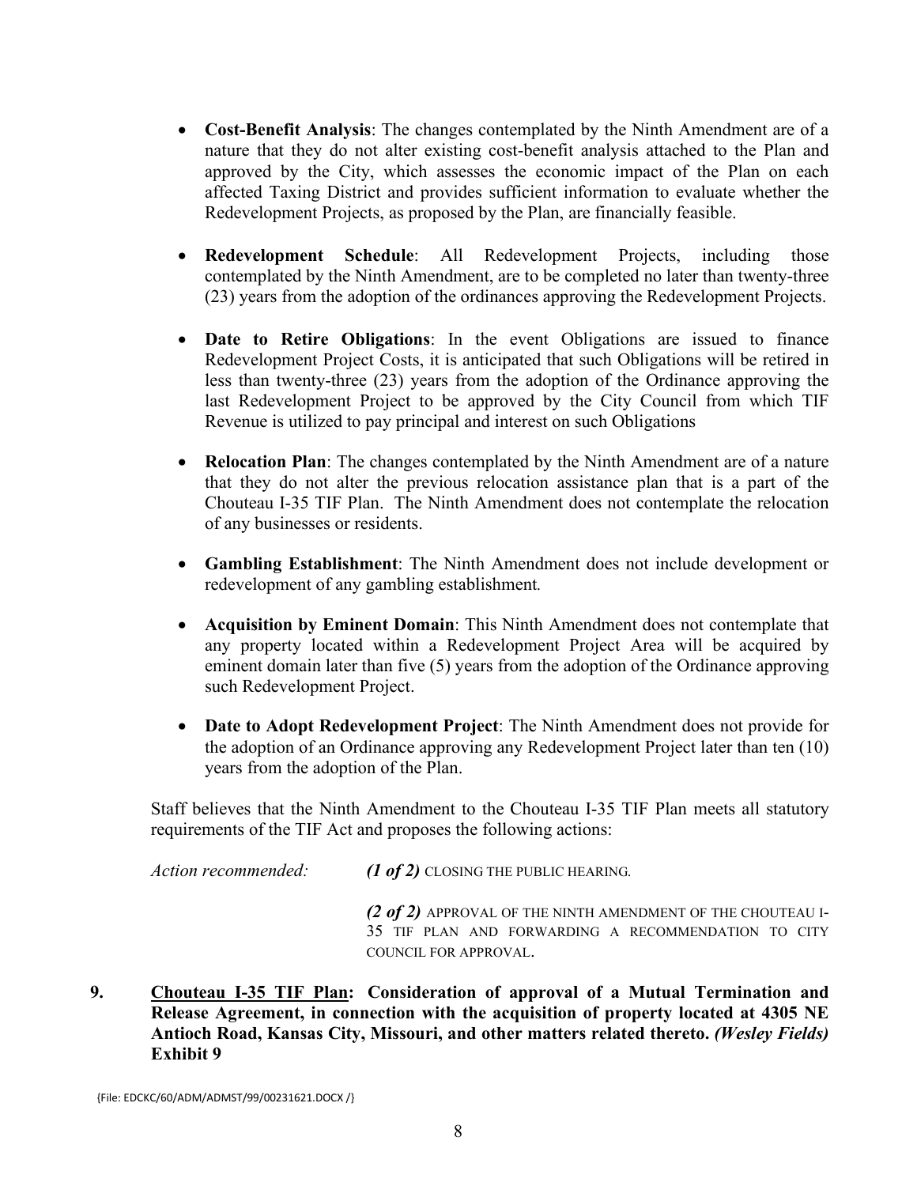- **Cost-Benefit Analysis**: The changes contemplated by the Ninth Amendment are of a nature that they do not alter existing cost-benefit analysis attached to the Plan and approved by the City, which assesses the economic impact of the Plan on each affected Taxing District and provides sufficient information to evaluate whether the Redevelopment Projects, as proposed by the Plan, are financially feasible.

- **Redevelopment Schedule**: All Redevelopment Projects, including those contemplated by the Ninth Amendment, are to be completed no later than twenty-three (23) years from the adoption of the ordinances approving the Redevelopment Projects.

- **Date to Retire Obligations**: In the event Obligations are issued to finance Redevelopment Project Costs, it is anticipated that such Obligations will be retired in less than twenty-three (23) years from the adoption of the Ordinance approving the last Redevelopment Project to be approved by the City Council from which TIF Revenue is utilized to pay principal and interest on such Obligations

- **Relocation Plan**: The changes contemplated by the Ninth Amendment are of a nature that they do not alter the previous relocation assistance plan that is a part of the Chouteau I-35 TIF Plan. The Ninth Amendment does not contemplate the relocation of any businesses or residents.

- **Gambling Establishment**: The Ninth Amendment does not include development or redevelopment of any gambling establishment.

- **Acquisition by Eminent Domain**: This Ninth Amendment does not contemplate that any property located within a Redevelopment Project Area will be acquired by eminent domain later than five (5) years from the adoption of the Ordinance approving such Redevelopment Project.

- **Date to Adopt Redevelopment Project**: The Ninth Amendment does not provide for the adoption of an Ordinance approving any Redevelopment Project later than ten (10) years from the adoption of the Plan.

Staff believes that the Ninth Amendment to the Chouteau I-35 TIF Plan meets all statutory requirements of the TIF Act and proposes the following actions:

*Action recommended:* ***(1 of 2)*** CLOSING THE PUBLIC HEARING.

***(2 of 2)*** APPROVAL OF THE NINTH AMENDMENT OF THE CHOUTEAU I-35 TIF PLAN AND FORWARDING A RECOMMENDATION TO CITY COUNCIL FOR APPROVAL.

**9. <u>Chouteau I-35 TIF Plan</u>: Consideration of approval of a Mutual Termination and Release Agreement, in connection with the acquisition of property located at 4305 NE Antioch Road, Kansas City, Missouri, and other matters related thereto. *(Wesley Fields)* Exhibit 9**

{File: EDCKC/60/ADM/ADMST/99/00231621.DOCX /}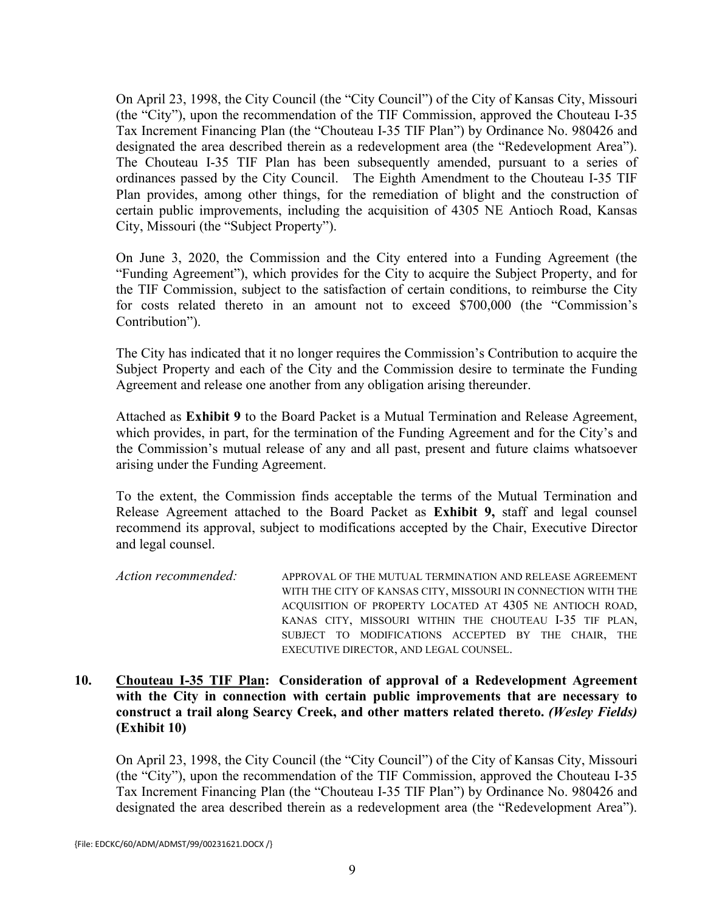On April 23, 1998, the City Council (the "City Council") of the City of Kansas City, Missouri (the "City"), upon the recommendation of the TIF Commission, approved the Chouteau I-35 Tax Increment Financing Plan (the "Chouteau I-35 TIF Plan") by Ordinance No. 980426 and designated the area described therein as a redevelopment area (the "Redevelopment Area"). The Chouteau I-35 TIF Plan has been subsequently amended, pursuant to a series of ordinances passed by the City Council. The Eighth Amendment to the Chouteau I-35 TIF Plan provides, among other things, for the remediation of blight and the construction of certain public improvements, including the acquisition of 4305 NE Antioch Road, Kansas City, Missouri (the "Subject Property").

On June 3, 2020, the Commission and the City entered into a Funding Agreement (the "Funding Agreement"), which provides for the City to acquire the Subject Property, and for the TIF Commission, subject to the satisfaction of certain conditions, to reimburse the City for costs related thereto in an amount not to exceed $700,000 (the "Commission's Contribution").

The City has indicated that it no longer requires the Commission's Contribution to acquire the Subject Property and each of the City and the Commission desire to terminate the Funding Agreement and release one another from any obligation arising thereunder.

Attached as **Exhibit 9** to the Board Packet is a Mutual Termination and Release Agreement, which provides, in part, for the termination of the Funding Agreement and for the City's and the Commission's mutual release of any and all past, present and future claims whatsoever arising under the Funding Agreement.

To the extent, the Commission finds acceptable the terms of the Mutual Termination and Release Agreement attached to the Board Packet as **Exhibit 9,** staff and legal counsel recommend its approval, subject to modifications accepted by the Chair, Executive Director and legal counsel.

*Action recommended:* APPROVAL OF THE MUTUAL TERMINATION AND RELEASE AGREEMENT WITH THE CITY OF KANSAS CITY, MISSOURI IN CONNECTION WITH THE ACQUISITION OF PROPERTY LOCATED AT 4305 NE ANTIOCH ROAD, KANAS CITY, MISSOURI WITHIN THE CHOUTEAU I-35 TIF PLAN, SUBJECT TO MODIFICATIONS ACCEPTED BY THE CHAIR, THE EXECUTIVE DIRECTOR, AND LEGAL COUNSEL.

**10. <u>Chouteau I-35 TIF Plan</u>: Consideration of approval of a Redevelopment Agreement with the City in connection with certain public improvements that are necessary to construct a trail along Searcy Creek, and other matters related thereto.** ***(Wesley Fields)*** **(Exhibit 10)**

On April 23, 1998, the City Council (the "City Council") of the City of Kansas City, Missouri (the "City"), upon the recommendation of the TIF Commission, approved the Chouteau I-35 Tax Increment Financing Plan (the "Chouteau I-35 TIF Plan") by Ordinance No. 980426 and designated the area described therein as a redevelopment area (the "Redevelopment Area").

{File: EDCKC/60/ADM/ADMST/99/00231621.DOCX /}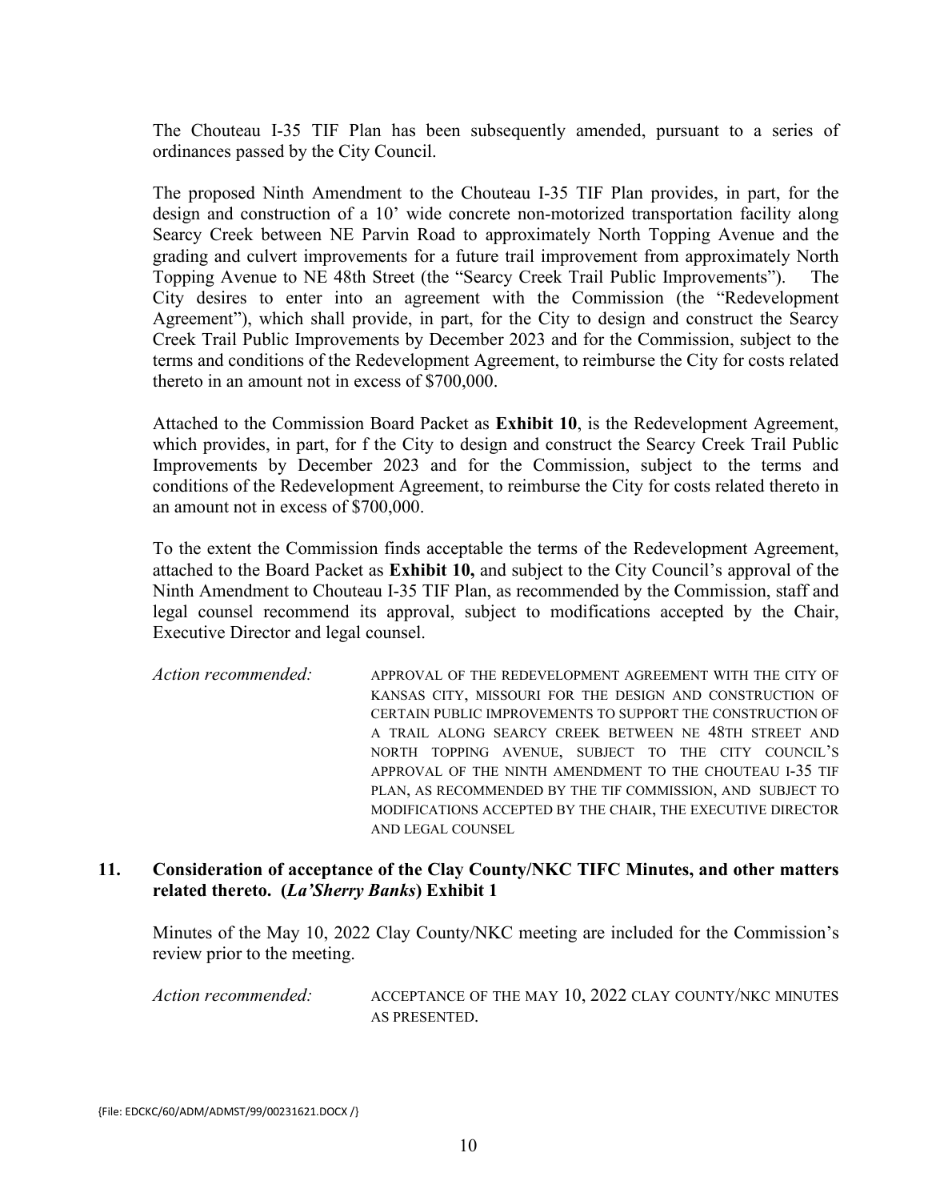The Chouteau I-35 TIF Plan has been subsequently amended, pursuant to a series of ordinances passed by the City Council.

The proposed Ninth Amendment to the Chouteau I-35 TIF Plan provides, in part, for the design and construction of a 10' wide concrete non-motorized transportation facility along Searcy Creek between NE Parvin Road to approximately North Topping Avenue and the grading and culvert improvements for a future trail improvement from approximately North Topping Avenue to NE 48th Street (the "Searcy Creek Trail Public Improvements"). The City desires to enter into an agreement with the Commission (the "Redevelopment Agreement"), which shall provide, in part, for the City to design and construct the Searcy Creek Trail Public Improvements by December 2023 and for the Commission, subject to the terms and conditions of the Redevelopment Agreement, to reimburse the City for costs related thereto in an amount not in excess of $700,000.

Attached to the Commission Board Packet as **Exhibit 10**, is the Redevelopment Agreement, which provides, in part, for f the City to design and construct the Searcy Creek Trail Public Improvements by December 2023 and for the Commission, subject to the terms and conditions of the Redevelopment Agreement, to reimburse the City for costs related thereto in an amount not in excess of $700,000.

To the extent the Commission finds acceptable the terms of the Redevelopment Agreement, attached to the Board Packet as **Exhibit 10,** and subject to the City Council's approval of the Ninth Amendment to Chouteau I-35 TIF Plan, as recommended by the Commission, staff and legal counsel recommend its approval, subject to modifications accepted by the Chair, Executive Director and legal counsel.

*Action recommended:* APPROVAL OF THE REDEVELOPMENT AGREEMENT WITH THE CITY OF KANSAS CITY, MISSOURI FOR THE DESIGN AND CONSTRUCTION OF CERTAIN PUBLIC IMPROVEMENTS TO SUPPORT THE CONSTRUCTION OF A TRAIL ALONG SEARCY CREEK BETWEEN NE 48TH STREET AND NORTH TOPPING AVENUE, SUBJECT TO THE CITY COUNCIL'S APPROVAL OF THE NINTH AMENDMENT TO THE CHOUTEAU I-35 TIF PLAN, AS RECOMMENDED BY THE TIF COMMISSION, AND SUBJECT TO MODIFICATIONS ACCEPTED BY THE CHAIR, THE EXECUTIVE DIRECTOR AND LEGAL COUNSEL

**11. Consideration of acceptance of the Clay County/NKC TIFC Minutes, and other matters related thereto. (*La'Sherry Banks*) Exhibit 1**

Minutes of the May 10, 2022 Clay County/NKC meeting are included for the Commission's review prior to the meeting.

*Action recommended:* ACCEPTANCE OF THE MAY 10, 2022 CLAY COUNTY/NKC MINUTES AS PRESENTED.

{File: EDCKC/60/ADM/ADMST/99/00231621.DOCX /}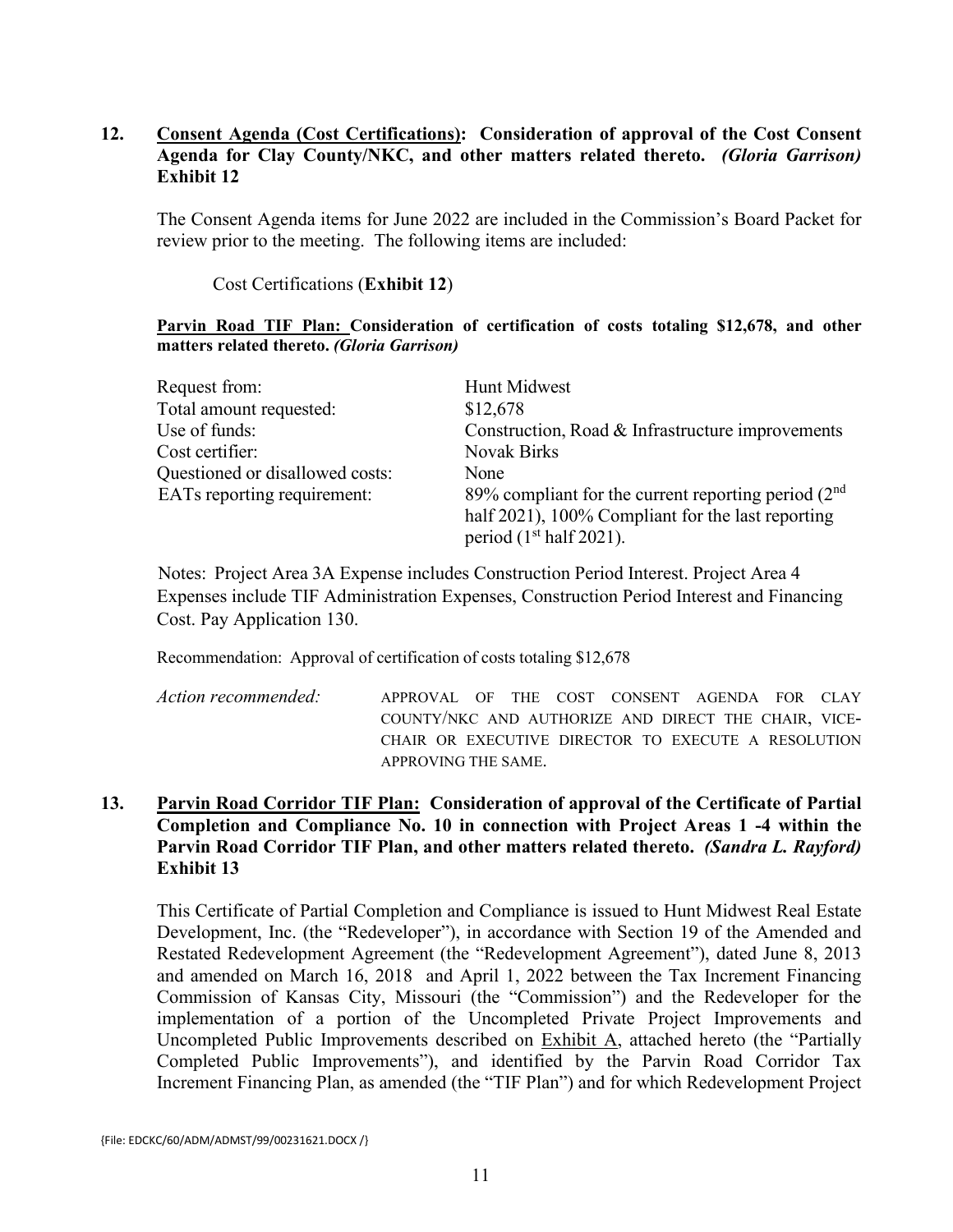**12. <u>Consent Agenda (Cost Certifications)</u>: Consideration of approval of the Cost Consent Agenda for Clay County/NKC, and other matters related thereto.** ***(Gloria Garrison)*** **Exhibit 12**

The Consent Agenda items for June 2022 are included in the Commission's Board Packet for review prior to the meeting. The following items are included:

Cost Certifications (**Exhibit 12**)

**<u>Parvin Road TIF Plan:</u> Consideration of certification of costs totaling $12,678, and other matters related thereto.** ***(Gloria Garrison)***

| | |
|---|---|
| Request from: | Hunt Midwest |
| Total amount requested: | $12,678 |
| Use of funds: | Construction, Road & Infrastructure improvements |
| Cost certifier: | Novak Birks |
| Questioned or disallowed costs: | None |
| EATs reporting requirement: | 89% compliant for the current reporting period (2nd half 2021), 100% Compliant for the last reporting period (1st half 2021). |

Notes: Project Area 3A Expense includes Construction Period Interest. Project Area 4 Expenses include TIF Administration Expenses, Construction Period Interest and Financing Cost. Pay Application 130.

Recommendation: Approval of certification of costs totaling $12,678

*Action recommended:* APPROVAL OF THE COST CONSENT AGENDA FOR CLAY COUNTY/NKC AND AUTHORIZE AND DIRECT THE CHAIR, VICE-CHAIR OR EXECUTIVE DIRECTOR TO EXECUTE A RESOLUTION APPROVING THE SAME.

**13. <u>Parvin Road Corridor TIF Plan:</u> Consideration of approval of the Certificate of Partial Completion and Compliance No. 10 in connection with Project Areas 1 -4 within the Parvin Road Corridor TIF Plan, and other matters related thereto.** ***(Sandra L. Rayford)*** **Exhibit 13**

This Certificate of Partial Completion and Compliance is issued to Hunt Midwest Real Estate Development, Inc. (the "Redeveloper"), in accordance with Section 19 of the Amended and Restated Redevelopment Agreement (the "Redevelopment Agreement"), dated June 8, 2013 and amended on March 16, 2018 and April 1, 2022 between the Tax Increment Financing Commission of Kansas City, Missouri (the "Commission") and the Redeveloper for the implementation of a portion of the Uncompleted Private Project Improvements and Uncompleted Public Improvements described on <u>Exhibit A</u>, attached hereto (the "Partially Completed Public Improvements"), and identified by the Parvin Road Corridor Tax Increment Financing Plan, as amended (the "TIF Plan") and for which Redevelopment Project

{File: EDCKC/60/ADM/ADMST/99/00231621.DOCX /}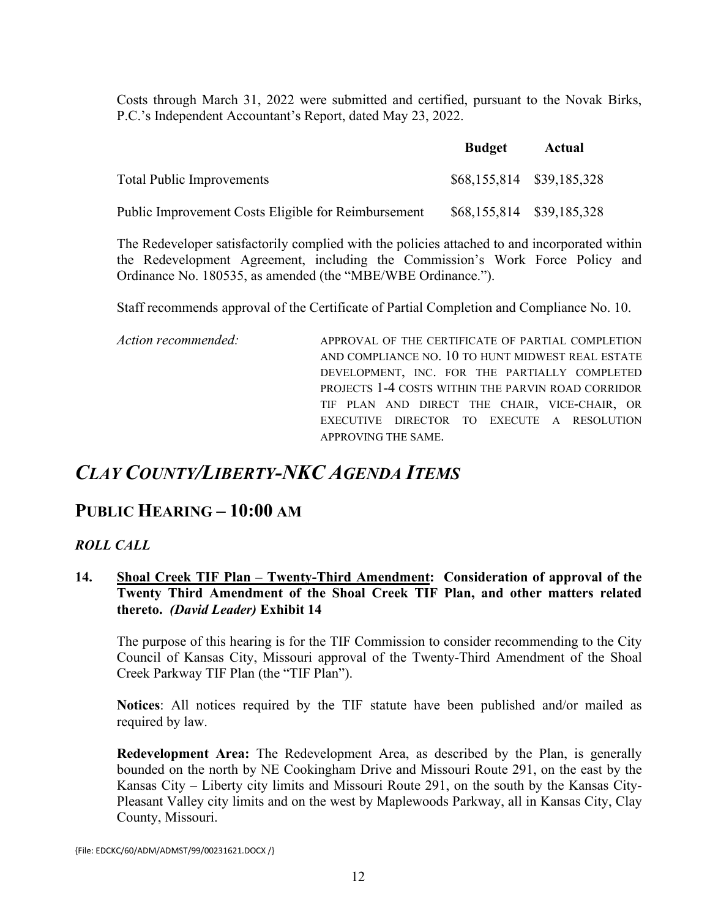Costs through March 31, 2022 were submitted and certified, pursuant to the Novak Birks, P.C.'s Independent Accountant's Report, dated May 23, 2022.

| | Budget | Actual |
|---|---|---|
| Total Public Improvements | $68,155,814 | $39,185,328 |
| Public Improvement Costs Eligible for Reimbursement | $68,155,814 | $39,185,328 |

The Redeveloper satisfactorily complied with the policies attached to and incorporated within the Redevelopment Agreement, including the Commission's Work Force Policy and Ordinance No. 180535, as amended (the "MBE/WBE Ordinance.").

Staff recommends approval of the Certificate of Partial Completion and Compliance No. 10.

*Action recommended:* APPROVAL OF THE CERTIFICATE OF PARTIAL COMPLETION AND COMPLIANCE NO. 10 TO HUNT MIDWEST REAL ESTATE DEVELOPMENT, INC. FOR THE PARTIALLY COMPLETED PROJECTS 1-4 COSTS WITHIN THE PARVIN ROAD CORRIDOR TIF PLAN AND DIRECT THE CHAIR, VICE-CHAIR, OR EXECUTIVE DIRECTOR TO EXECUTE A RESOLUTION APPROVING THE SAME.

# *CLAY COUNTY/LIBERTY-NKC AGENDA ITEMS*

## PUBLIC HEARING – 10:00 AM

### *ROLL CALL*

**14. <u>Shoal Creek TIF Plan – Twenty-Third Amendment</u>: Consideration of approval of the Twenty Third Amendment of the Shoal Creek TIF Plan, and other matters related thereto. *(David Leader)* Exhibit 14**

The purpose of this hearing is for the TIF Commission to consider recommending to the City Council of Kansas City, Missouri approval of the Twenty-Third Amendment of the Shoal Creek Parkway TIF Plan (the "TIF Plan").

**Notices**: All notices required by the TIF statute have been published and/or mailed as required by law.

**Redevelopment Area:** The Redevelopment Area, as described by the Plan, is generally bounded on the north by NE Cookingham Drive and Missouri Route 291, on the east by the Kansas City – Liberty city limits and Missouri Route 291, on the south by the Kansas City-Pleasant Valley city limits and on the west by Maplewoods Parkway, all in Kansas City, Clay County, Missouri.

{File: EDCKC/60/ADM/ADMST/99/00231621.DOCX /}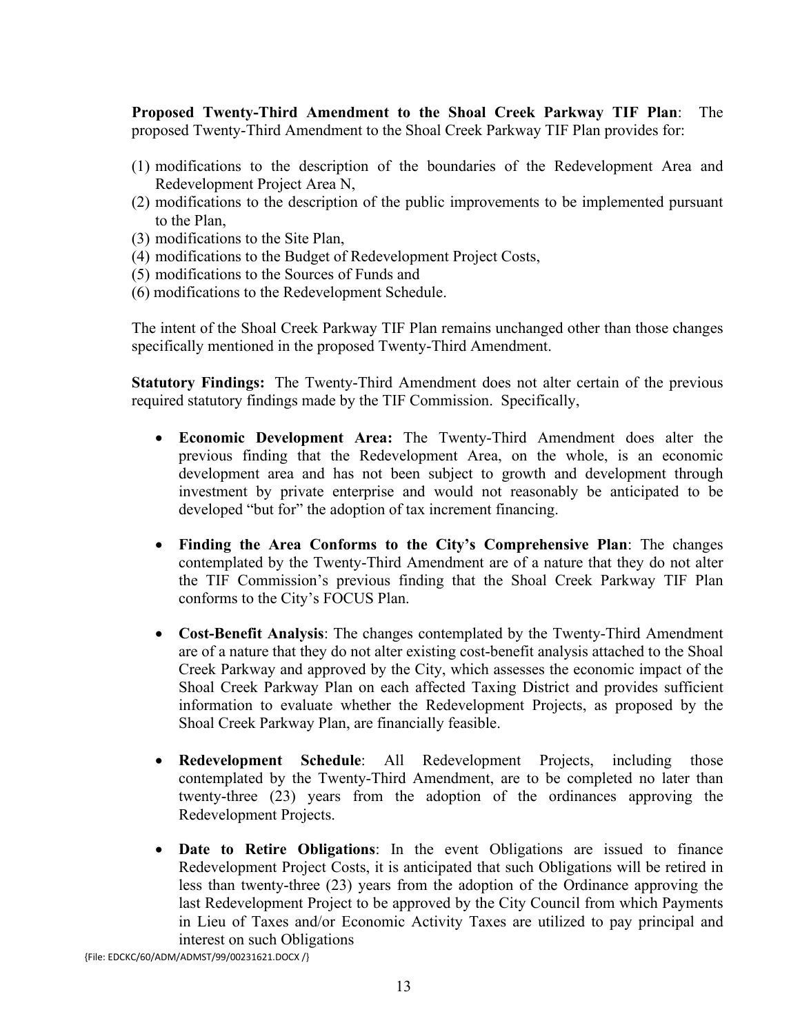**Proposed Twenty-Third Amendment to the Shoal Creek Parkway TIF Plan**: The proposed Twenty-Third Amendment to the Shoal Creek Parkway TIF Plan provides for:

(1) modifications to the description of the boundaries of the Redevelopment Area and Redevelopment Project Area N,
(2) modifications to the description of the public improvements to be implemented pursuant to the Plan,
(3) modifications to the Site Plan,
(4) modifications to the Budget of Redevelopment Project Costs,
(5) modifications to the Sources of Funds and
(6) modifications to the Redevelopment Schedule.

The intent of the Shoal Creek Parkway TIF Plan remains unchanged other than those changes specifically mentioned in the proposed Twenty-Third Amendment.

**Statutory Findings:** The Twenty-Third Amendment does not alter certain of the previous required statutory findings made by the TIF Commission. Specifically,

- **Economic Development Area:** The Twenty-Third Amendment does alter the previous finding that the Redevelopment Area, on the whole, is an economic development area and has not been subject to growth and development through investment by private enterprise and would not reasonably be anticipated to be developed "but for" the adoption of tax increment financing.

- **Finding the Area Conforms to the City's Comprehensive Plan**: The changes contemplated by the Twenty-Third Amendment are of a nature that they do not alter the TIF Commission's previous finding that the Shoal Creek Parkway TIF Plan conforms to the City's FOCUS Plan.

- **Cost-Benefit Analysis**: The changes contemplated by the Twenty-Third Amendment are of a nature that they do not alter existing cost-benefit analysis attached to the Shoal Creek Parkway and approved by the City, which assesses the economic impact of the Shoal Creek Parkway Plan on each affected Taxing District and provides sufficient information to evaluate whether the Redevelopment Projects, as proposed by the Shoal Creek Parkway Plan, are financially feasible.

- **Redevelopment Schedule**: All Redevelopment Projects, including those contemplated by the Twenty-Third Amendment, are to be completed no later than twenty-three (23) years from the adoption of the ordinances approving the Redevelopment Projects.

- **Date to Retire Obligations**: In the event Obligations are issued to finance Redevelopment Project Costs, it is anticipated that such Obligations will be retired in less than twenty-three (23) years from the adoption of the Ordinance approving the last Redevelopment Project to be approved by the City Council from which Payments in Lieu of Taxes and/or Economic Activity Taxes are utilized to pay principal and interest on such Obligations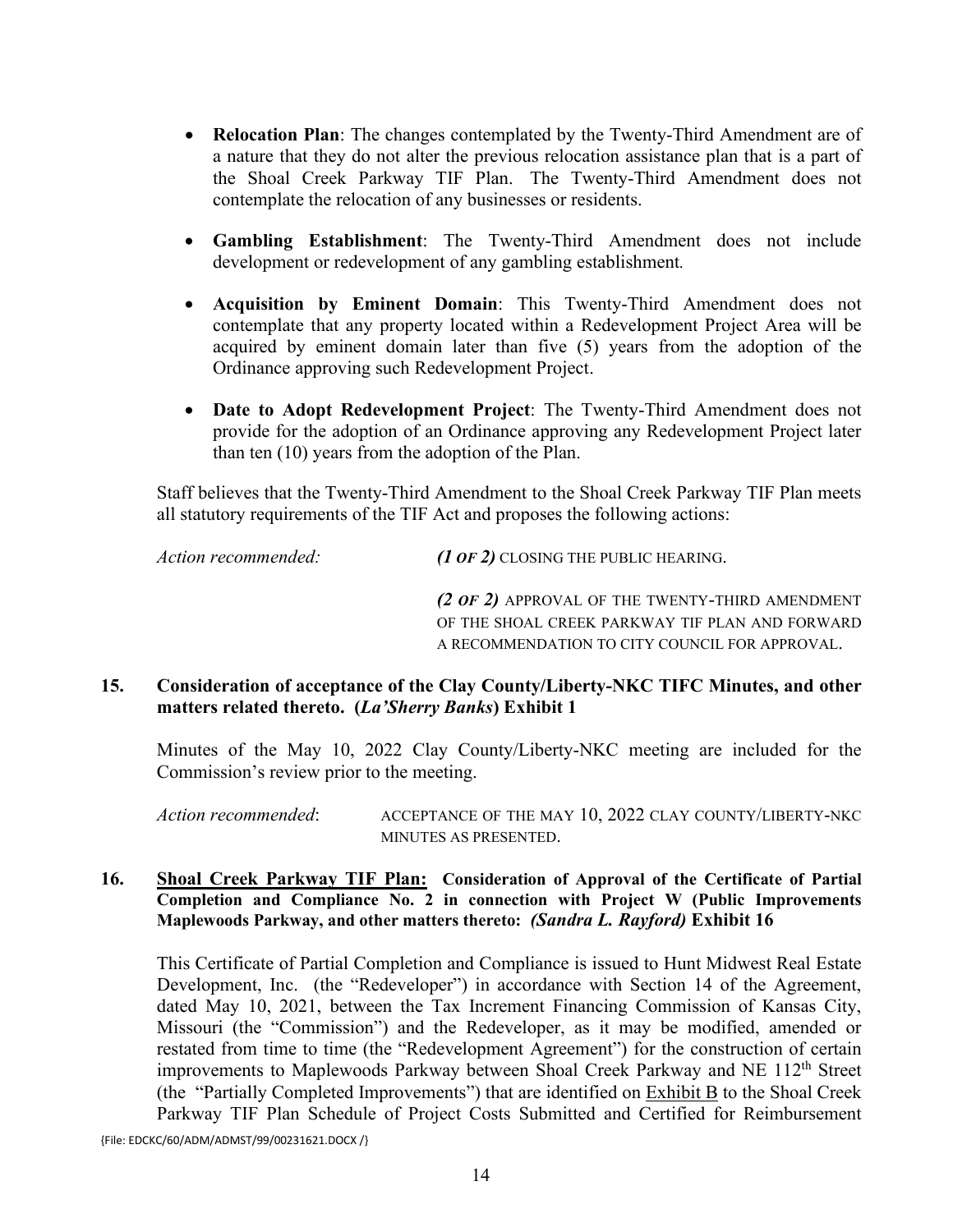- **Relocation Plan**: The changes contemplated by the Twenty-Third Amendment are of a nature that they do not alter the previous relocation assistance plan that is a part of the Shoal Creek Parkway TIF Plan. The Twenty-Third Amendment does not contemplate the relocation of any businesses or residents.

- **Gambling Establishment**: The Twenty-Third Amendment does not include development or redevelopment of any gambling establishment.

- **Acquisition by Eminent Domain**: This Twenty-Third Amendment does not contemplate that any property located within a Redevelopment Project Area will be acquired by eminent domain later than five (5) years from the adoption of the Ordinance approving such Redevelopment Project.

- **Date to Adopt Redevelopment Project**: The Twenty-Third Amendment does not provide for the adoption of an Ordinance approving any Redevelopment Project later than ten (10) years from the adoption of the Plan.

Staff believes that the Twenty-Third Amendment to the Shoal Creek Parkway TIF Plan meets all statutory requirements of the TIF Act and proposes the following actions:

*Action recommended:* ***(1 OF 2)*** CLOSING THE PUBLIC HEARING.

***(2 OF 2)*** APPROVAL OF THE TWENTY-THIRD AMENDMENT OF THE SHOAL CREEK PARKWAY TIF PLAN AND FORWARD A RECOMMENDATION TO CITY COUNCIL FOR APPROVAL.

**15. Consideration of acceptance of the Clay County/Liberty-NKC TIFC Minutes, and other matters related thereto. (*La'Sherry Banks*) Exhibit 1**

Minutes of the May 10, 2022 Clay County/Liberty-NKC meeting are included for the Commission's review prior to the meeting.

*Action recommended*: ACCEPTANCE OF THE MAY 10, 2022 CLAY COUNTY/LIBERTY-NKC MINUTES AS PRESENTED.

**16. Shoal Creek Parkway TIF Plan: Consideration of Approval of the Certificate of Partial Completion and Compliance No. 2 in connection with Project W (Public Improvements Maplewoods Parkway, and other matters thereto: *(Sandra L. Rayford)* Exhibit 16**

This Certificate of Partial Completion and Compliance is issued to Hunt Midwest Real Estate Development, Inc. (the "Redeveloper") in accordance with Section 14 of the Agreement, dated May 10, 2021, between the Tax Increment Financing Commission of Kansas City, Missouri (the "Commission") and the Redeveloper, as it may be modified, amended or restated from time to time (the "Redevelopment Agreement") for the construction of certain improvements to Maplewoods Parkway between Shoal Creek Parkway and NE 112th Street (the "Partially Completed Improvements") that are identified on Exhibit B to the Shoal Creek Parkway TIF Plan Schedule of Project Costs Submitted and Certified for Reimbursement

{File: EDCKC/60/ADM/ADMST/99/00231621.DOCX /}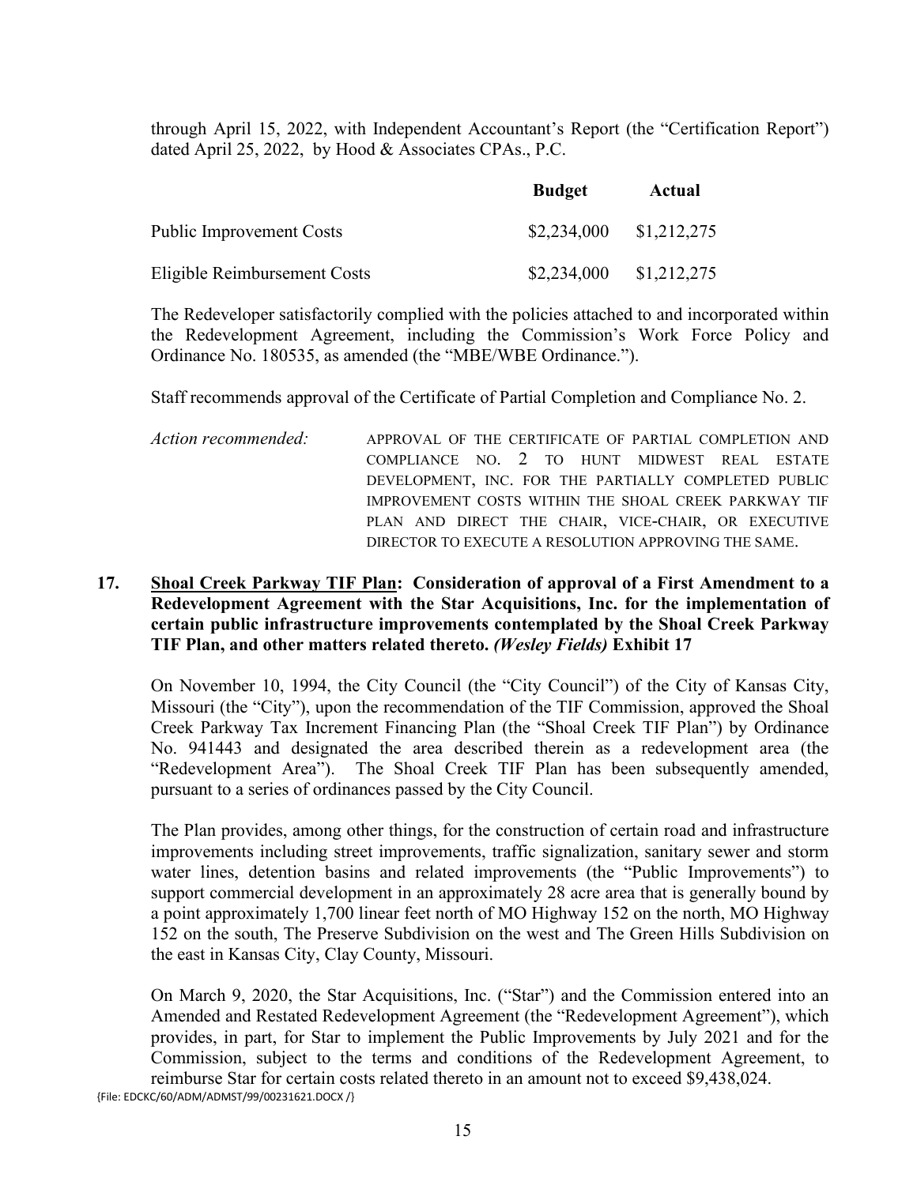through April 15, 2022, with Independent Accountant's Report (the "Certification Report") dated April 25, 2022, by Hood & Associates CPAs., P.C.

| | Budget | Actual |
|---|---|---|
| Public Improvement Costs | $2,234,000 | $1,212,275 |
| Eligible Reimbursement Costs | $2,234,000 | $1,212,275 |

The Redeveloper satisfactorily complied with the policies attached to and incorporated within the Redevelopment Agreement, including the Commission's Work Force Policy and Ordinance No. 180535, as amended (the "MBE/WBE Ordinance.").

Staff recommends approval of the Certificate of Partial Completion and Compliance No. 2.

*Action recommended:* APPROVAL OF THE CERTIFICATE OF PARTIAL COMPLETION AND COMPLIANCE NO. 2 TO HUNT MIDWEST REAL ESTATE DEVELOPMENT, INC. FOR THE PARTIALLY COMPLETED PUBLIC IMPROVEMENT COSTS WITHIN THE SHOAL CREEK PARKWAY TIF PLAN AND DIRECT THE CHAIR, VICE-CHAIR, OR EXECUTIVE DIRECTOR TO EXECUTE A RESOLUTION APPROVING THE SAME.

**17. Shoal Creek Parkway TIF Plan: Consideration of approval of a First Amendment to a Redevelopment Agreement with the Star Acquisitions, Inc. for the implementation of certain public infrastructure improvements contemplated by the Shoal Creek Parkway TIF Plan, and other matters related thereto. *(Wesley Fields)* Exhibit 17**

On November 10, 1994, the City Council (the "City Council") of the City of Kansas City, Missouri (the "City"), upon the recommendation of the TIF Commission, approved the Shoal Creek Parkway Tax Increment Financing Plan (the "Shoal Creek TIF Plan") by Ordinance No. 941443 and designated the area described therein as a redevelopment area (the "Redevelopment Area"). The Shoal Creek TIF Plan has been subsequently amended, pursuant to a series of ordinances passed by the City Council.

The Plan provides, among other things, for the construction of certain road and infrastructure improvements including street improvements, traffic signalization, sanitary sewer and storm water lines, detention basins and related improvements (the "Public Improvements") to support commercial development in an approximately 28 acre area that is generally bound by a point approximately 1,700 linear feet north of MO Highway 152 on the north, MO Highway 152 on the south, The Preserve Subdivision on the west and The Green Hills Subdivision on the east in Kansas City, Clay County, Missouri.

On March 9, 2020, the Star Acquisitions, Inc. ("Star") and the Commission entered into an Amended and Restated Redevelopment Agreement (the "Redevelopment Agreement"), which provides, in part, for Star to implement the Public Improvements by July 2021 and for the Commission, subject to the terms and conditions of the Redevelopment Agreement, to reimburse Star for certain costs related thereto in an amount not to exceed $9,438,024.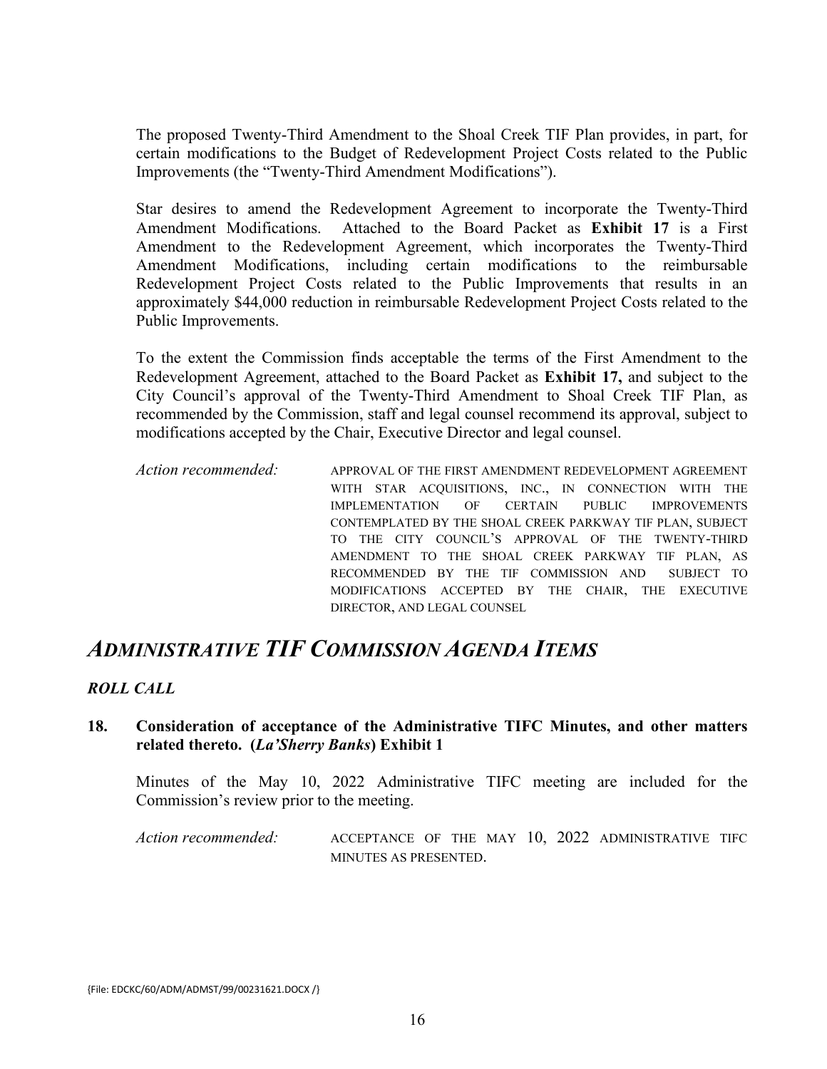The proposed Twenty-Third Amendment to the Shoal Creek TIF Plan provides, in part, for certain modifications to the Budget of Redevelopment Project Costs related to the Public Improvements (the "Twenty-Third Amendment Modifications").

Star desires to amend the Redevelopment Agreement to incorporate the Twenty-Third Amendment Modifications. Attached to the Board Packet as **Exhibit 17** is a First Amendment to the Redevelopment Agreement, which incorporates the Twenty-Third Amendment Modifications, including certain modifications to the reimbursable Redevelopment Project Costs related to the Public Improvements that results in an approximately $44,000 reduction in reimbursable Redevelopment Project Costs related to the Public Improvements.

To the extent the Commission finds acceptable the terms of the First Amendment to the Redevelopment Agreement, attached to the Board Packet as **Exhibit 17,** and subject to the City Council's approval of the Twenty-Third Amendment to Shoal Creek TIF Plan, as recommended by the Commission, staff and legal counsel recommend its approval, subject to modifications accepted by the Chair, Executive Director and legal counsel.

*Action recommended:* APPROVAL OF THE FIRST AMENDMENT REDEVELOPMENT AGREEMENT WITH STAR ACQUISITIONS, INC., IN CONNECTION WITH THE IMPLEMENTATION OF CERTAIN PUBLIC IMPROVEMENTS CONTEMPLATED BY THE SHOAL CREEK PARKWAY TIF PLAN, SUBJECT TO THE CITY COUNCIL'S APPROVAL OF THE TWENTY-THIRD AMENDMENT TO THE SHOAL CREEK PARKWAY TIF PLAN, AS RECOMMENDED BY THE TIF COMMISSION AND SUBJECT TO MODIFICATIONS ACCEPTED BY THE CHAIR, THE EXECUTIVE DIRECTOR, AND LEGAL COUNSEL

# *ADMINISTRATIVE TIF COMMISSION AGENDA ITEMS*

### *ROLL CALL*

**18. Consideration of acceptance of the Administrative TIFC Minutes, and other matters related thereto. (*La'Sherry Banks*) Exhibit 1**

Minutes of the May 10, 2022 Administrative TIFC meeting are included for the Commission's review prior to the meeting.

*Action recommended:* ACCEPTANCE OF THE MAY 10, 2022 ADMINISTRATIVE TIFC MINUTES AS PRESENTED.

{File: EDCKC/60/ADM/ADMST/99/00231621.DOCX /}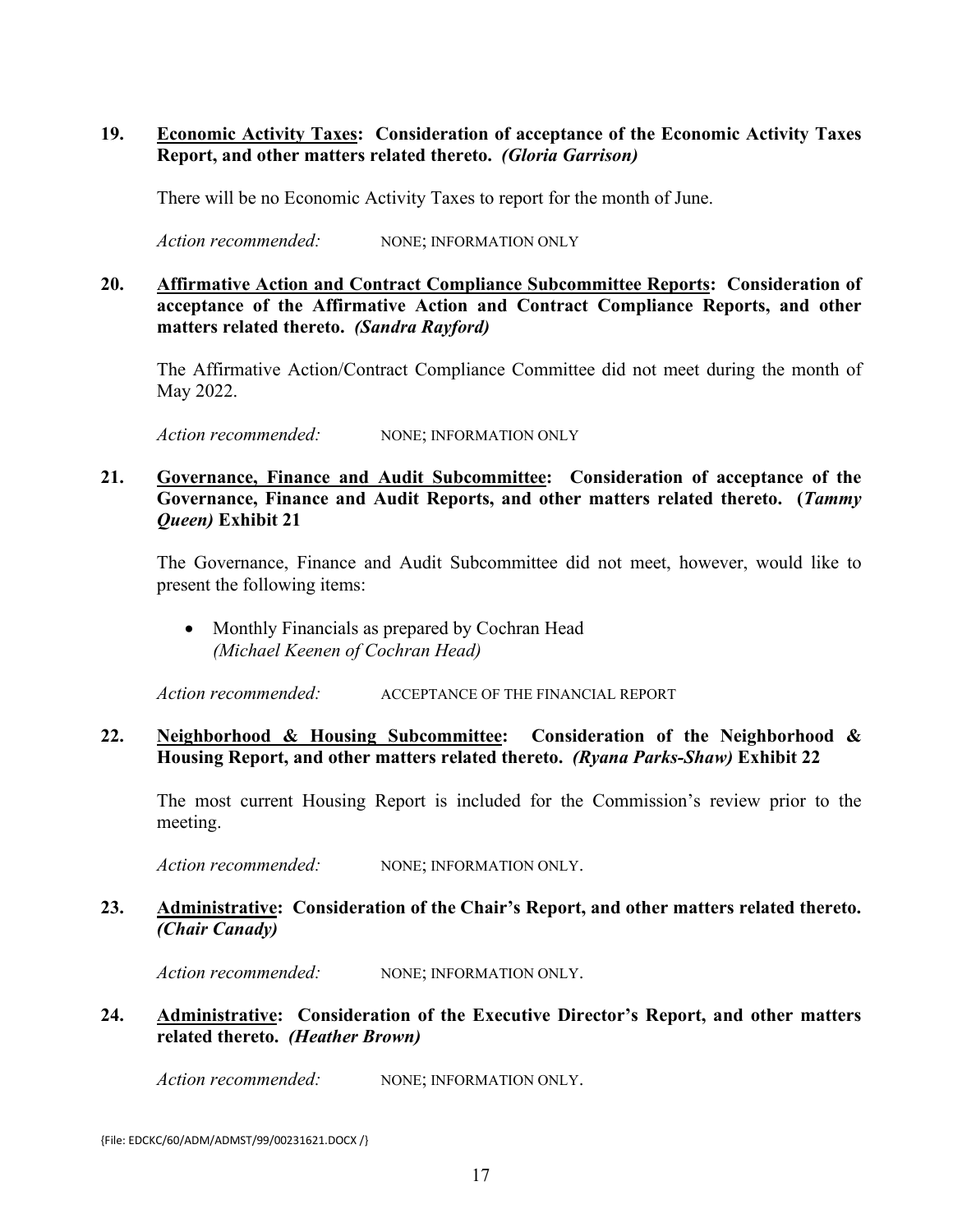**19. <u>Economic Activity Taxes</u>: Consideration of acceptance of the Economic Activity Taxes Report, and other matters related thereto. *(Gloria Garrison)***

There will be no Economic Activity Taxes to report for the month of June.

*Action recommended:* NONE; INFORMATION ONLY

**20. <u>Affirmative Action and Contract Compliance Subcommittee Reports</u>: Consideration of acceptance of the Affirmative Action and Contract Compliance Reports, and other matters related thereto. *(Sandra Rayford)***

The Affirmative Action/Contract Compliance Committee did not meet during the month of May 2022.

*Action recommended:* NONE; INFORMATION ONLY

**21. <u>Governance, Finance and Audit Subcommittee</u>: Consideration of acceptance of the Governance, Finance and Audit Reports, and other matters related thereto. (*Tammy Queen)* Exhibit 21**

The Governance, Finance and Audit Subcommittee did not meet, however, would like to present the following items:

- Monthly Financials as prepared by Cochran Head
  *(Michael Keenen of Cochran Head)*

*Action recommended:* ACCEPTANCE OF THE FINANCIAL REPORT

**22. <u>Neighborhood & Housing Subcommittee</u>: Consideration of the Neighborhood & Housing Report, and other matters related thereto. *(Ryana Parks-Shaw)* Exhibit 22**

The most current Housing Report is included for the Commission's review prior to the meeting.

*Action recommended:* NONE; INFORMATION ONLY.

**23. <u>Administrative</u>: Consideration of the Chair's Report, and other matters related thereto. *(Chair Canady)***

*Action recommended:* NONE; INFORMATION ONLY.

**24. <u>Administrative</u>: Consideration of the Executive Director's Report, and other matters related thereto. *(Heather Brown)***

*Action recommended:* NONE; INFORMATION ONLY.

{File: EDCKC/60/ADM/ADMST/99/00231621.DOCX /}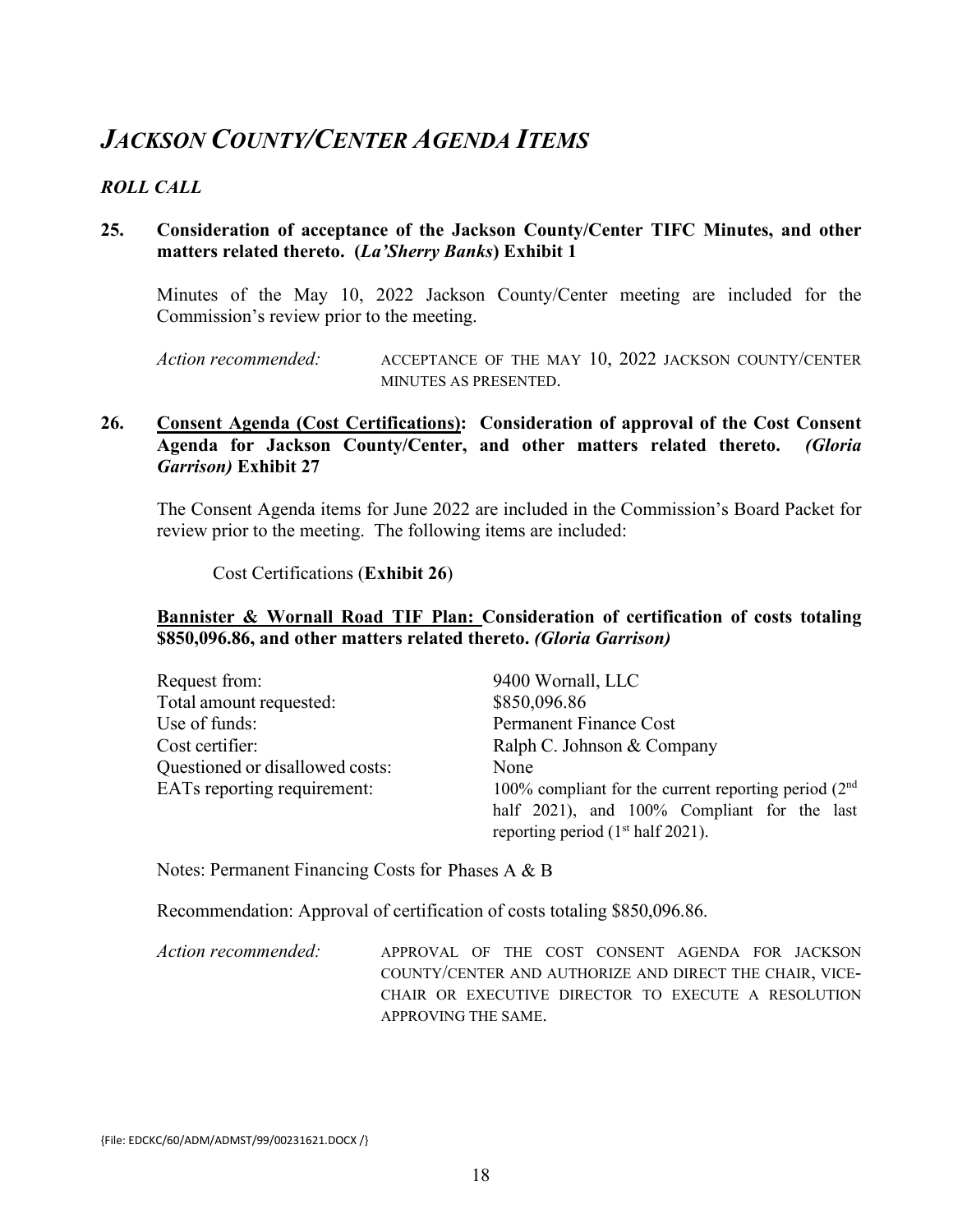# *JACKSON COUNTY/CENTER AGENDA ITEMS*

## *ROLL CALL*

**25. Consideration of acceptance of the Jackson County/Center TIFC Minutes, and other matters related thereto. (*La'Sherry Banks*) Exhibit 1**

Minutes of the May 10, 2022 Jackson County/Center meeting are included for the Commission's review prior to the meeting.

*Action recommended:* ACCEPTANCE OF THE MAY 10, 2022 JACKSON COUNTY/CENTER MINUTES AS PRESENTED.

**26. <u>Consent Agenda (Cost Certifications)</u>: Consideration of approval of the Cost Consent Agenda for Jackson County/Center, and other matters related thereto. *(Gloria Garrison)* Exhibit 27**

The Consent Agenda items for June 2022 are included in the Commission's Board Packet for review prior to the meeting. The following items are included:

Cost Certifications (**Exhibit 26**)

**<u>Bannister & Wornall Road TIF Plan:</u> Consideration of certification of costs totaling $850,096.86, and other matters related thereto. *(Gloria Garrison)***

| | |
|---|---|
| Request from: | 9400 Wornall, LLC |
| Total amount requested: | $850,096.86 |
| Use of funds: | Permanent Finance Cost |
| Cost certifier: | Ralph C. Johnson & Company |
| Questioned or disallowed costs: | None |
| EATs reporting requirement: | 100% compliant for the current reporting period (2nd half 2021), and 100% Compliant for the last reporting period (1st half 2021). |

Notes: Permanent Financing Costs for Phases A & B

Recommendation: Approval of certification of costs totaling $850,096.86.

*Action recommended:* APPROVAL OF THE COST CONSENT AGENDA FOR JACKSON COUNTY/CENTER AND AUTHORIZE AND DIRECT THE CHAIR, VICE-CHAIR OR EXECUTIVE DIRECTOR TO EXECUTE A RESOLUTION APPROVING THE SAME.

{File: EDCKC/60/ADM/ADMST/99/00231621.DOCX /}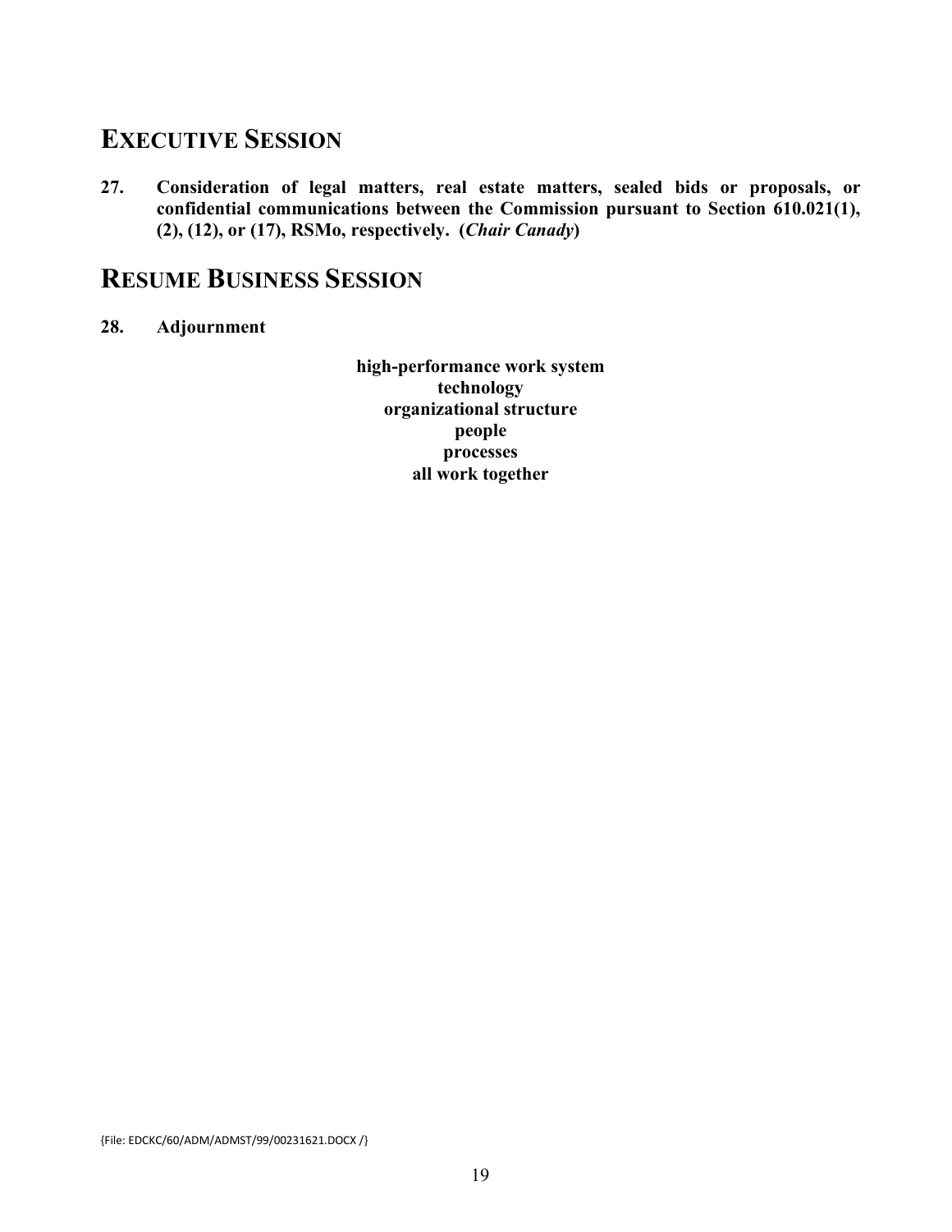## EXECUTIVE SESSION

**27. Consideration of legal matters, real estate matters, sealed bids or proposals, or confidential communications between the Commission pursuant to Section 610.021(1), (2), (12), or (17), RSMo, respectively. (*Chair Canady*)**

## RESUME BUSINESS SESSION

**28. Adjournment**

**high-performance work system**
**technology**
**organizational structure**
**people**
**processes**
**all work together**

{File: EDCKC/60/ADM/ADMST/99/00231621.DOCX /}